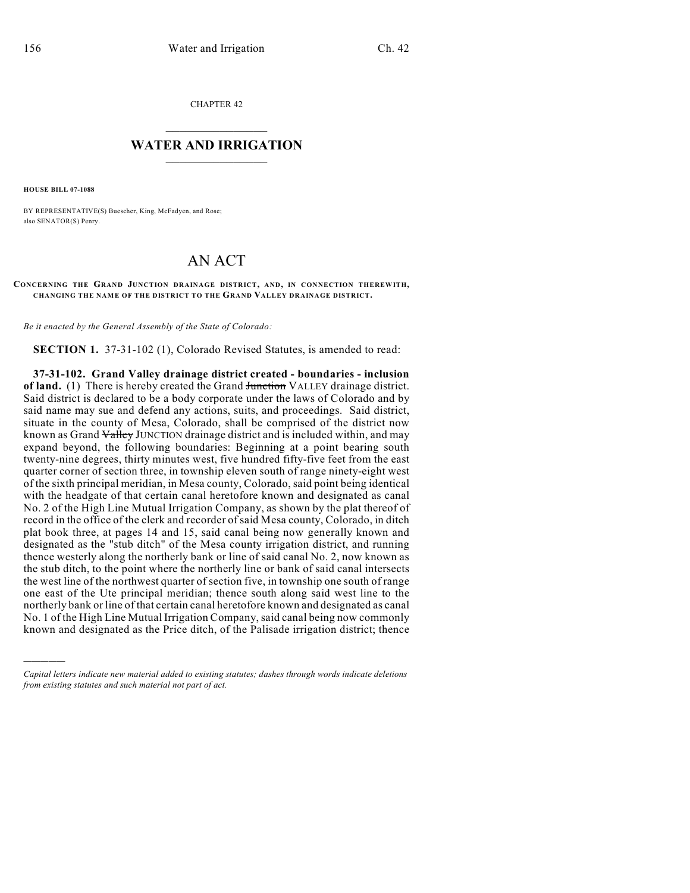CHAPTER 42

# WATER AND IRRIGATION

**HOUSE BILL 07-1088**

BY REPRESENTATIVE(S) Buescher, King, McFadyen, and Rose; also SENATOR(S) Penry.

# AN ACT

**CONCERNING THE GRAND JUNCTION DRAINAGE DISTRICT, AND, IN CONNECTION THEREWITH, CHANGING THE NAME OF THE DISTRICT TO THE GRAND VALLEY DRAINAGE DISTRICT.**

*Be it enacted by the General Assembly of the State of Colorado:*

**SECTION 1.** 37-31-102 (1), Colorado Revised Statutes, is amended to read:

**37-31-102. Grand Valley drainage district created - boundaries - inclusion of land.** (1) There is hereby created the Grand ~~Junction~~ VALLEY drainage district. Said district is declared to be a body corporate under the laws of Colorado and by said name may sue and defend any actions, suits, and proceedings. Said district, situate in the county of Mesa, Colorado, shall be comprised of the district now known as Grand ~~Valley~~ JUNCTION drainage district and is included within, and may expand beyond, the following boundaries: Beginning at a point bearing south twenty-nine degrees, thirty minutes west, five hundred fifty-five feet from the east quarter corner of section three, in township eleven south of range ninety-eight west of the sixth principal meridian, in Mesa county, Colorado, said point being identical with the headgate of that certain canal heretofore known and designated as canal No. 2 of the High Line Mutual Irrigation Company, as shown by the plat thereof of record in the office of the clerk and recorder of said Mesa county, Colorado, in ditch plat book three, at pages 14 and 15, said canal being now generally known and designated as the "stub ditch" of the Mesa county irrigation district, and running thence westerly along the northerly bank or line of said canal No. 2, now known as the stub ditch, to the point where the northerly line or bank of said canal intersects the west line of the northwest quarter of section five, in township one south of range one east of the Ute principal meridian; thence south along said west line to the northerly bank or line of that certain canal heretofore known and designated as canal No. 1 of the High Line Mutual Irrigation Company, said canal being now commonly known and designated as the Price ditch, of the Palisade irrigation district; thence

---

*Capital letters indicate new material added to existing statutes; dashes through words indicate deletions from existing statutes and such material not part of act.*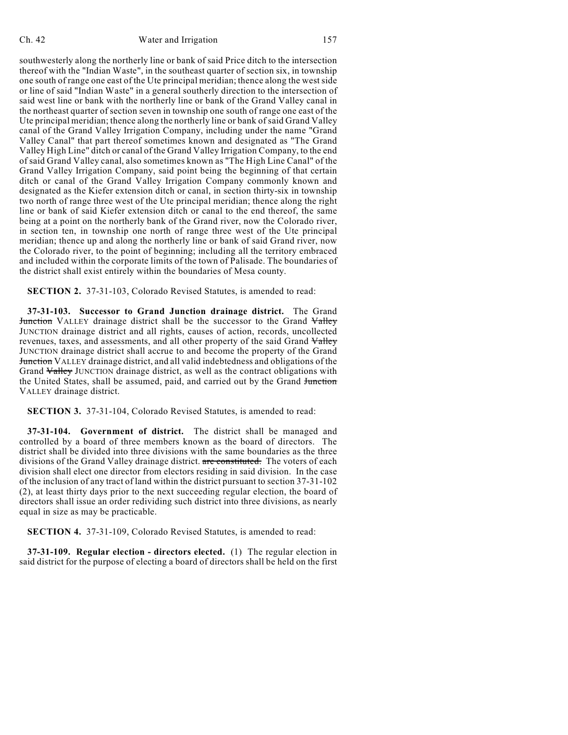southwesterly along the northerly line or bank of said Price ditch to the intersection thereof with the "Indian Waste", in the southeast quarter of section six, in township one south of range one east of the Ute principal meridian; thence along the west side or line of said "Indian Waste" in a general southerly direction to the intersection of said west line or bank with the northerly line or bank of the Grand Valley canal in the northeast quarter of section seven in township one south of range one east of the Ute principal meridian; thence along the northerly line or bank of said Grand Valley canal of the Grand Valley Irrigation Company, including under the name "Grand Valley Canal" that part thereof sometimes known and designated as "The Grand Valley High Line" ditch or canal of the Grand Valley Irrigation Company, to the end of said Grand Valley canal, also sometimes known as "The High Line Canal" of the Grand Valley Irrigation Company, said point being the beginning of that certain ditch or canal of the Grand Valley Irrigation Company commonly known and designated as the Kiefer extension ditch or canal, in section thirty-six in township two north of range three west of the Ute principal meridian; thence along the right line or bank of said Kiefer extension ditch or canal to the end thereof, the same being at a point on the northerly bank of the Grand river, now the Colorado river, in section ten, in township one north of range three west of the Ute principal meridian; thence up and along the northerly line or bank of said Grand river, now the Colorado river, to the point of beginning; including all the territory embraced and included within the corporate limits of the town of Palisade. The boundaries of the district shall exist entirely within the boundaries of Mesa county.

**SECTION 2.** 37-31-103, Colorado Revised Statutes, is amended to read:

**37-31-103. Successor to Grand Junction drainage district.** The Grand ~~Junction~~ VALLEY drainage district shall be the successor to the Grand ~~Valley~~ JUNCTION drainage district and all rights, causes of action, records, uncollected revenues, taxes, and assessments, and all other property of the said Grand ~~Valley~~ JUNCTION drainage district shall accrue to and become the property of the Grand ~~Junction~~ VALLEY drainage district, and all valid indebtedness and obligations of the Grand ~~Valley~~ JUNCTION drainage district, as well as the contract obligations with the United States, shall be assumed, paid, and carried out by the Grand ~~Junction~~ VALLEY drainage district.

**SECTION 3.** 37-31-104, Colorado Revised Statutes, is amended to read:

**37-31-104. Government of district.** The district shall be managed and controlled by a board of three members known as the board of directors. The district shall be divided into three divisions with the same boundaries as the three divisions of the Grand Valley drainage district. ~~are constituted.~~ The voters of each division shall elect one director from electors residing in said division. In the case of the inclusion of any tract of land within the district pursuant to section 37-31-102 (2), at least thirty days prior to the next succeeding regular election, the board of directors shall issue an order redividing such district into three divisions, as nearly equal in size as may be practicable.

**SECTION 4.** 37-31-109, Colorado Revised Statutes, is amended to read:

**37-31-109. Regular election - directors elected.** (1) The regular election in said district for the purpose of electing a board of directors shall be held on the first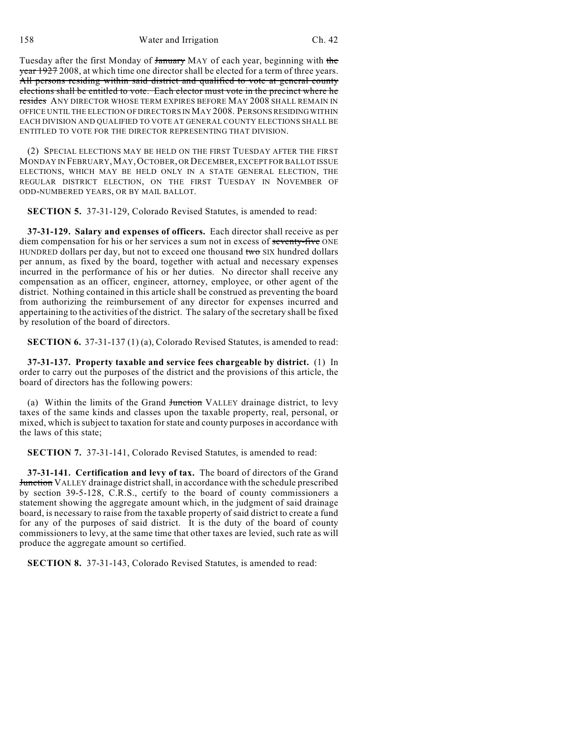Tuesday after the first Monday of ~~January~~ MAY of each year, beginning with ~~the year 1927~~ 2008, at which time one director shall be elected for a term of three years. ~~All persons residing within said district and qualified to vote at general county elections shall be entitled to vote. Each elector must vote in the precinct where he resides~~ ANY DIRECTOR WHOSE TERM EXPIRES BEFORE MAY 2008 SHALL REMAIN IN OFFICE UNTIL THE ELECTION OF DIRECTORS IN MAY 2008. PERSONS RESIDING WITHIN EACH DIVISION AND QUALIFIED TO VOTE AT GENERAL COUNTY ELECTIONS SHALL BE ENTITLED TO VOTE FOR THE DIRECTOR REPRESENTING THAT DIVISION.

(2) SPECIAL ELECTIONS MAY BE HELD ON THE FIRST TUESDAY AFTER THE FIRST MONDAY IN FEBRUARY, MAY, OCTOBER, OR DECEMBER, EXCEPT FOR BALLOT ISSUE ELECTIONS, WHICH MAY BE HELD ONLY IN A STATE GENERAL ELECTION, THE REGULAR DISTRICT ELECTION, ON THE FIRST TUESDAY IN NOVEMBER OF ODD-NUMBERED YEARS, OR BY MAIL BALLOT.

**SECTION 5.** 37-31-129, Colorado Revised Statutes, is amended to read:

**37-31-129. Salary and expenses of officers.** Each director shall receive as per diem compensation for his or her services a sum not in excess of ~~seventy-five~~ ONE HUNDRED dollars per day, but not to exceed one thousand ~~two~~ SIX hundred dollars per annum, as fixed by the board, together with actual and necessary expenses incurred in the performance of his or her duties. No director shall receive any compensation as an officer, engineer, attorney, employee, or other agent of the district. Nothing contained in this article shall be construed as preventing the board from authorizing the reimbursement of any director for expenses incurred and appertaining to the activities of the district. The salary of the secretary shall be fixed by resolution of the board of directors.

**SECTION 6.** 37-31-137 (1) (a), Colorado Revised Statutes, is amended to read:

**37-31-137. Property taxable and service fees chargeable by district.** (1) In order to carry out the purposes of the district and the provisions of this article, the board of directors has the following powers:

(a) Within the limits of the Grand ~~Junction~~ VALLEY drainage district, to levy taxes of the same kinds and classes upon the taxable property, real, personal, or mixed, which is subject to taxation for state and county purposes in accordance with the laws of this state;

**SECTION 7.** 37-31-141, Colorado Revised Statutes, is amended to read:

**37-31-141. Certification and levy of tax.** The board of directors of the Grand ~~Junction~~ VALLEY drainage district shall, in accordance with the schedule prescribed by section 39-5-128, C.R.S., certify to the board of county commissioners a statement showing the aggregate amount which, in the judgment of said drainage board, is necessary to raise from the taxable property of said district to create a fund for any of the purposes of said district. It is the duty of the board of county commissioners to levy, at the same time that other taxes are levied, such rate as will produce the aggregate amount so certified.

**SECTION 8.** 37-31-143, Colorado Revised Statutes, is amended to read: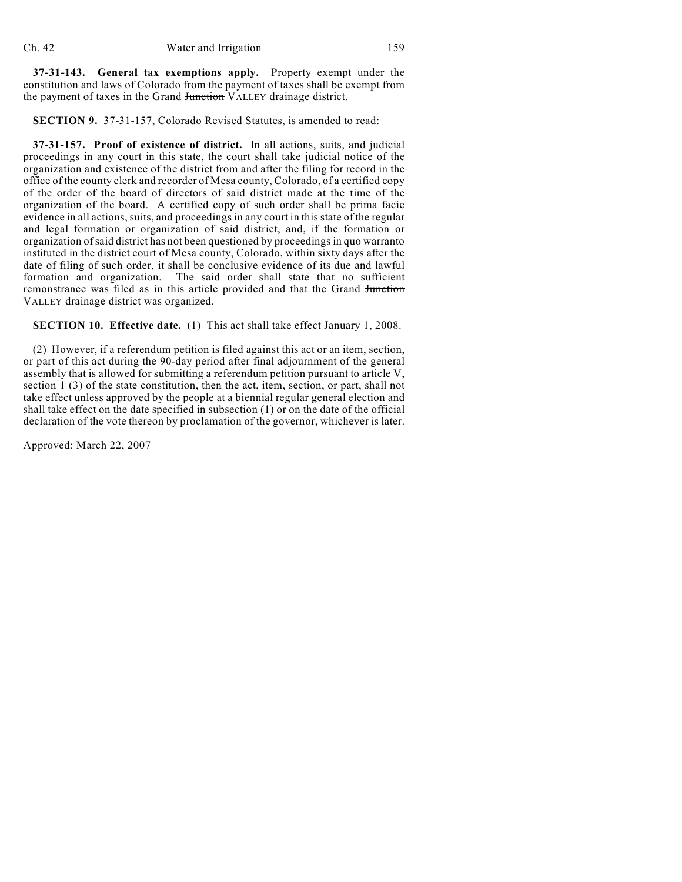**37-31-143. General tax exemptions apply.** Property exempt under the constitution and laws of Colorado from the payment of taxes shall be exempt from the payment of taxes in the Grand ~~Junction~~ VALLEY drainage district.

**SECTION 9.** 37-31-157, Colorado Revised Statutes, is amended to read:

**37-31-157. Proof of existence of district.** In all actions, suits, and judicial proceedings in any court in this state, the court shall take judicial notice of the organization and existence of the district from and after the filing for record in the office of the county clerk and recorder of Mesa county, Colorado, of a certified copy of the order of the board of directors of said district made at the time of the organization of the board. A certified copy of such order shall be prima facie evidence in all actions, suits, and proceedings in any court in this state of the regular and legal formation or organization of said district, and, if the formation or organization of said district has not been questioned by proceedings in quo warranto instituted in the district court of Mesa county, Colorado, within sixty days after the date of filing of such order, it shall be conclusive evidence of its due and lawful formation and organization. The said order shall state that no sufficient remonstrance was filed as in this article provided and that the Grand ~~Junction~~ VALLEY drainage district was organized.

**SECTION 10. Effective date.** (1) This act shall take effect January 1, 2008.

(2) However, if a referendum petition is filed against this act or an item, section, or part of this act during the 90-day period after final adjournment of the general assembly that is allowed for submitting a referendum petition pursuant to article V, section 1 (3) of the state constitution, then the act, item, section, or part, shall not take effect unless approved by the people at a biennial regular general election and shall take effect on the date specified in subsection (1) or on the date of the official declaration of the vote thereon by proclamation of the governor, whichever is later.

Approved: March 22, 2007